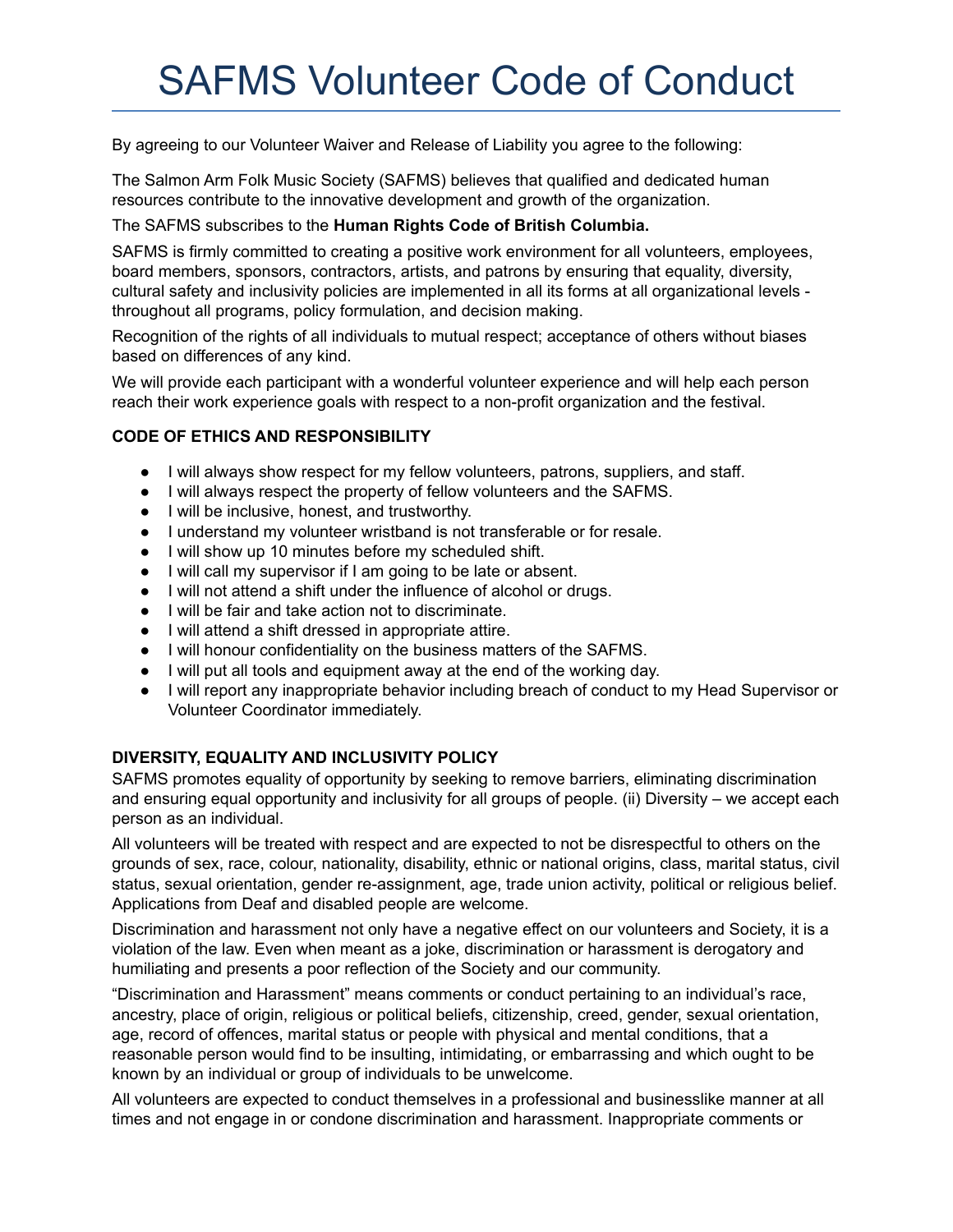# SAFMS Volunteer Code of Conduct

By agreeing to our Volunteer Waiver and Release of Liability you agree to the following:

The Salmon Arm Folk Music Society (SAFMS) believes that qualified and dedicated human resources contribute to the innovative development and growth of the organization.

The SAFMS subscribes to the **Human Rights Code of British Columbia.**

SAFMS is firmly committed to creating a positive work environment for all volunteers, employees, board members, sponsors, contractors, artists, and patrons by ensuring that equality, diversity, cultural safety and inclusivity policies are implemented in all its forms at all organizational levels - throughout all programs, policy formulation, and decision making.

Recognition of the rights of all individuals to mutual respect; acceptance of others without biases based on differences of any kind.

We will provide each participant with a wonderful volunteer experience and will help each person reach their work experience goals with respect to a non-profit organization and the festival.

**CODE OF ETHICS AND RESPONSIBILITY**

- I will always show respect for my fellow volunteers, patrons, suppliers, and staff.
- I will always respect the property of fellow volunteers and the SAFMS.
- I will be inclusive, honest, and trustworthy.
- I understand my volunteer wristband is not transferable or for resale.
- I will show up 10 minutes before my scheduled shift.
- I will call my supervisor if I am going to be late or absent.
- I will not attend a shift under the influence of alcohol or drugs.
- I will be fair and take action not to discriminate.
- I will attend a shift dressed in appropriate attire.
- I will honour confidentiality on the business matters of the SAFMS.
- I will put all tools and equipment away at the end of the working day.
- I will report any inappropriate behavior including breach of conduct to my Head Supervisor or Volunteer Coordinator immediately.

**DIVERSITY, EQUALITY AND INCLUSIVITY POLICY**

SAFMS promotes equality of opportunity by seeking to remove barriers, eliminating discrimination and ensuring equal opportunity and inclusivity for all groups of people. (ii) Diversity – we accept each person as an individual.

All volunteers will be treated with respect and are expected to not be disrespectful to others on the grounds of sex, race, colour, nationality, disability, ethnic or national origins, class, marital status, civil status, sexual orientation, gender re-assignment, age, trade union activity, political or religious belief. Applications from Deaf and disabled people are welcome.

Discrimination and harassment not only have a negative effect on our volunteers and Society, it is a violation of the law. Even when meant as a joke, discrimination or harassment is derogatory and humiliating and presents a poor reflection of the Society and our community.

"Discrimination and Harassment" means comments or conduct pertaining to an individual's race, ancestry, place of origin, religious or political beliefs, citizenship, creed, gender, sexual orientation, age, record of offences, marital status or people with physical and mental conditions, that a reasonable person would find to be insulting, intimidating, or embarrassing and which ought to be known by an individual or group of individuals to be unwelcome.

All volunteers are expected to conduct themselves in a professional and businesslike manner at all times and not engage in or condone discrimination and harassment. Inappropriate comments or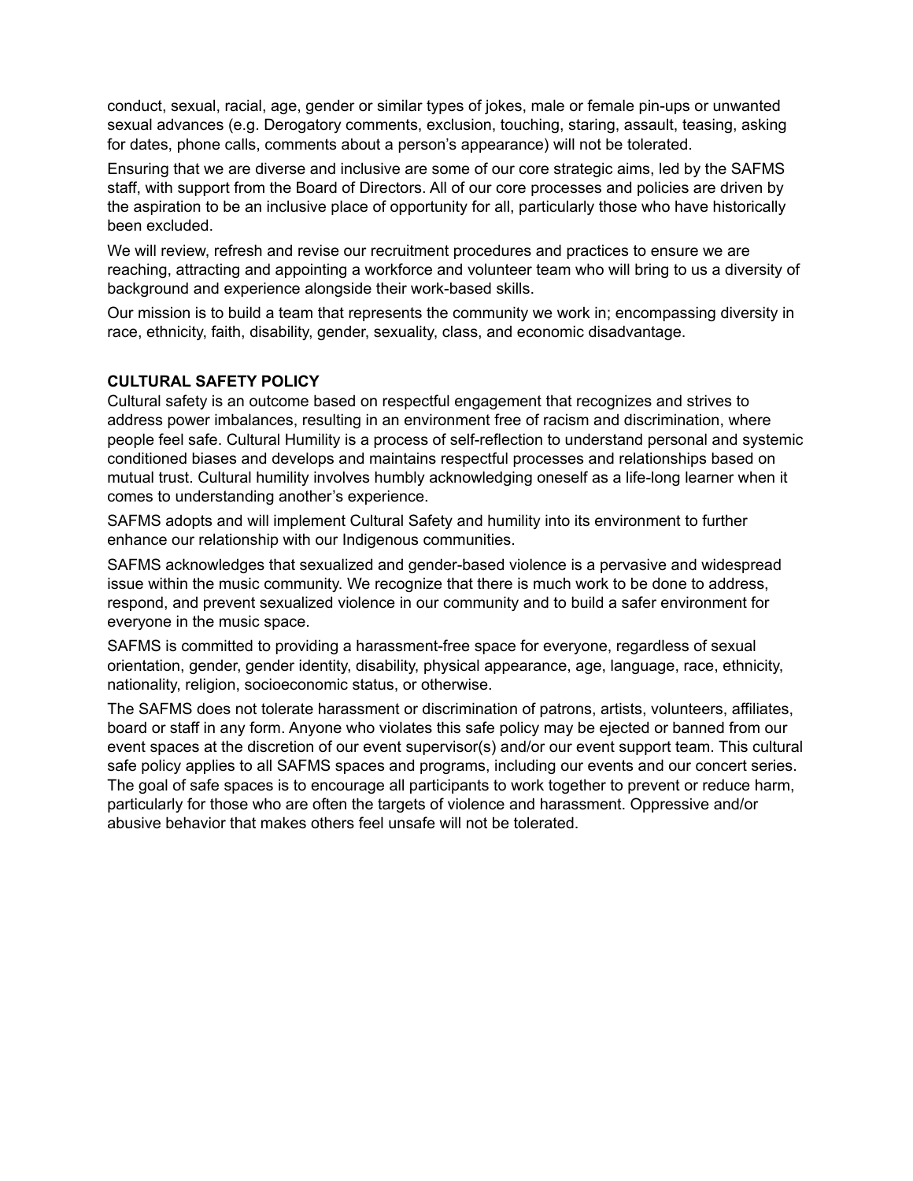conduct, sexual, racial, age, gender or similar types of jokes, male or female pin-ups or unwanted sexual advances (e.g. Derogatory comments, exclusion, touching, staring, assault, teasing, asking for dates, phone calls, comments about a person's appearance) will not be tolerated.

Ensuring that we are diverse and inclusive are some of our core strategic aims, led by the SAFMS staff, with support from the Board of Directors. All of our core processes and policies are driven by the aspiration to be an inclusive place of opportunity for all, particularly those who have historically been excluded.

We will review, refresh and revise our recruitment procedures and practices to ensure we are reaching, attracting and appointing a workforce and volunteer team who will bring to us a diversity of background and experience alongside their work-based skills.

Our mission is to build a team that represents the community we work in; encompassing diversity in race, ethnicity, faith, disability, gender, sexuality, class, and economic disadvantage.

**CULTURAL SAFETY POLICY**

Cultural safety is an outcome based on respectful engagement that recognizes and strives to address power imbalances, resulting in an environment free of racism and discrimination, where people feel safe. Cultural Humility is a process of self-reflection to understand personal and systemic conditioned biases and develops and maintains respectful processes and relationships based on mutual trust. Cultural humility involves humbly acknowledging oneself as a life-long learner when it comes to understanding another's experience.

SAFMS adopts and will implement Cultural Safety and humility into its environment to further enhance our relationship with our Indigenous communities.

SAFMS acknowledges that sexualized and gender-based violence is a pervasive and widespread issue within the music community. We recognize that there is much work to be done to address, respond, and prevent sexualized violence in our community and to build a safer environment for everyone in the music space.

SAFMS is committed to providing a harassment-free space for everyone, regardless of sexual orientation, gender, gender identity, disability, physical appearance, age, language, race, ethnicity, nationality, religion, socioeconomic status, or otherwise.

The SAFMS does not tolerate harassment or discrimination of patrons, artists, volunteers, affiliates, board or staff in any form. Anyone who violates this safe policy may be ejected or banned from our event spaces at the discretion of our event supervisor(s) and/or our event support team. This cultural safe policy applies to all SAFMS spaces and programs, including our events and our concert series. The goal of safe spaces is to encourage all participants to work together to prevent or reduce harm, particularly for those who are often the targets of violence and harassment. Oppressive and/or abusive behavior that makes others feel unsafe will not be tolerated.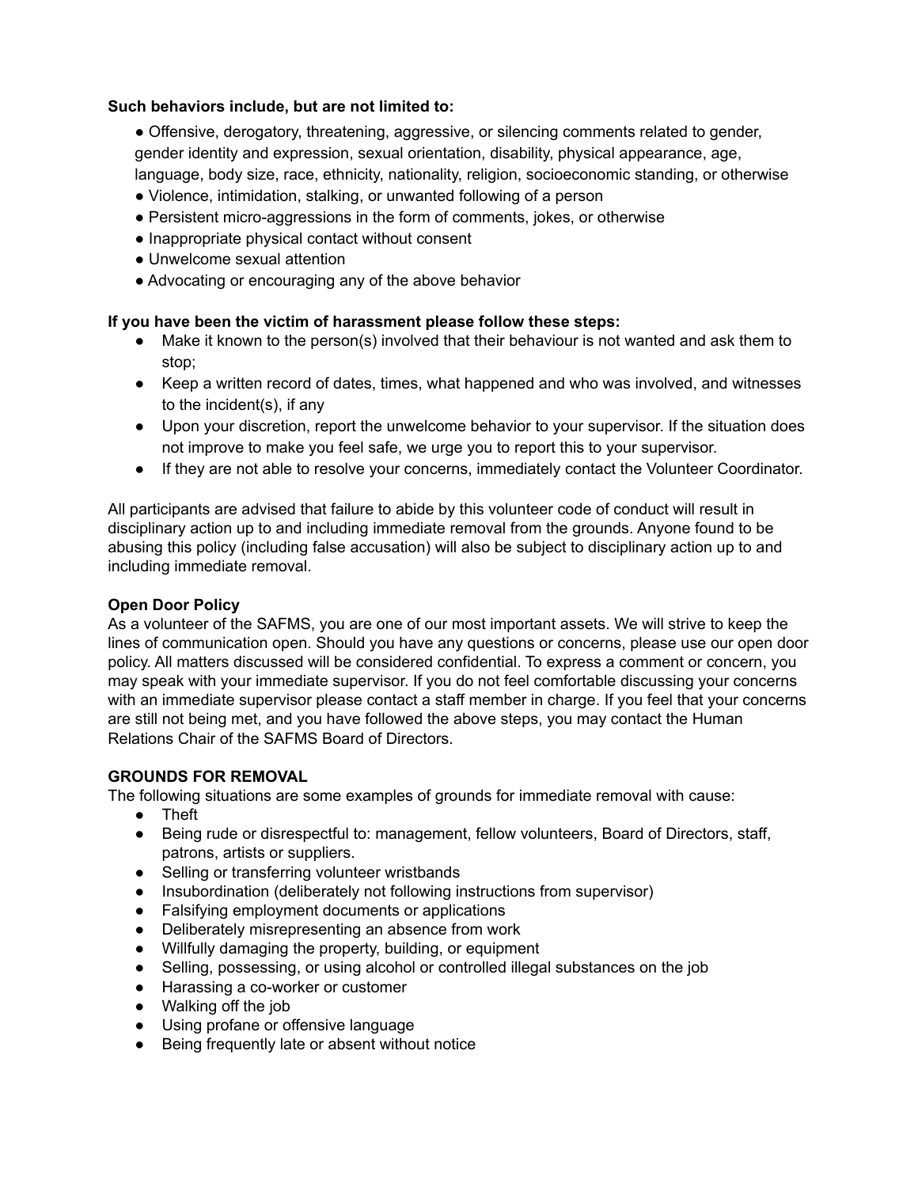**Such behaviors include, but are not limited to:**

- Offensive, derogatory, threatening, aggressive, or silencing comments related to gender, gender identity and expression, sexual orientation, disability, physical appearance, age, language, body size, race, ethnicity, nationality, religion, socioeconomic standing, or otherwise
- Violence, intimidation, stalking, or unwanted following of a person
- Persistent micro-aggressions in the form of comments, jokes, or otherwise
- Inappropriate physical contact without consent
- Unwelcome sexual attention
- Advocating or encouraging any of the above behavior

**If you have been the victim of harassment please follow these steps:**

- Make it known to the person(s) involved that their behaviour is not wanted and ask them to stop;
- Keep a written record of dates, times, what happened and who was involved, and witnesses to the incident(s), if any
- Upon your discretion, report the unwelcome behavior to your supervisor. If the situation does not improve to make you feel safe, we urge you to report this to your supervisor.
- If they are not able to resolve your concerns, immediately contact the Volunteer Coordinator.

All participants are advised that failure to abide by this volunteer code of conduct will result in disciplinary action up to and including immediate removal from the grounds. Anyone found to be abusing this policy (including false accusation) will also be subject to disciplinary action up to and including immediate removal.

**Open Door Policy**

As a volunteer of the SAFMS, you are one of our most important assets. We will strive to keep the lines of communication open. Should you have any questions or concerns, please use our open door policy. All matters discussed will be considered confidential. To express a comment or concern, you may speak with your immediate supervisor. If you do not feel comfortable discussing your concerns with an immediate supervisor please contact a staff member in charge. If you feel that your concerns are still not being met, and you have followed the above steps, you may contact the Human Relations Chair of the SAFMS Board of Directors.

**GROUNDS FOR REMOVAL**

The following situations are some examples of grounds for immediate removal with cause:

- Theft
- Being rude or disrespectful to: management, fellow volunteers, Board of Directors, staff, patrons, artists or suppliers.
- Selling or transferring volunteer wristbands
- Insubordination (deliberately not following instructions from supervisor)
- Falsifying employment documents or applications
- Deliberately misrepresenting an absence from work
- Willfully damaging the property, building, or equipment
- Selling, possessing, or using alcohol or controlled illegal substances on the job
- Harassing a co-worker or customer
- Walking off the job
- Using profane or offensive language
- Being frequently late or absent without notice